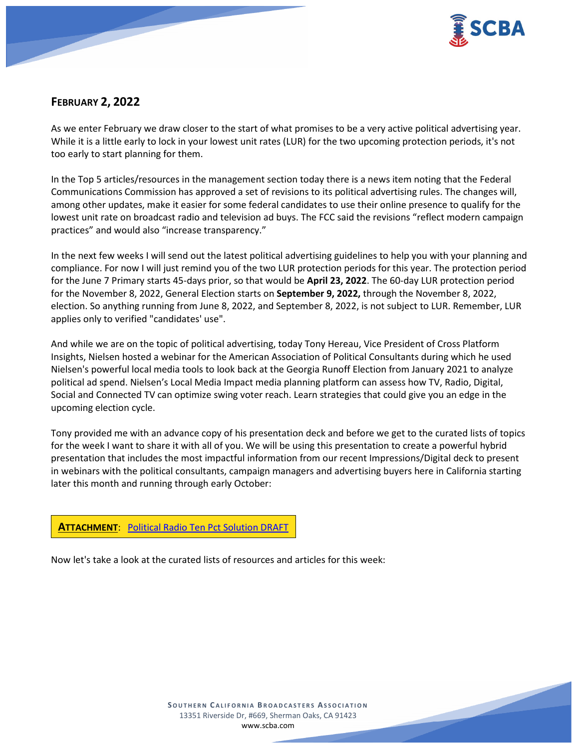## FEBRUARY 2, 2022

As we enter February we draw closer to the start of what promises to be a very active political advertising year. While it is a little early to lock in your lowest unit rates (LUR) for the two upcoming protection periods, it's not too early to start planning for them.

In the Top 5 articles/resources in the management section today there is a news item noting that the Federal Communications Commission has approved a set of revisions to its political advertising rules. The changes will, among other updates, make it easier for some federal candidates to use their online presence to qualify for the lowest unit rate on broadcast radio and television ad buys. The FCC said the revisions "reflect modern campaign practices" and would also "increase transparency."

In the next few weeks I will send out the latest political advertising guidelines to help you with your planning and compliance. For now I will just remind you of the two LUR protection periods for this year. The protection period for the June 7 Primary starts 45-days prior, so that would be **April 23, 2022**. The 60-day LUR protection period for the November 8, 2022, General Election starts on **September 9, 2022,** through the November 8, 2022, election. So anything running from June 8, 2022, and September 8, 2022, is not subject to LUR. Remember, LUR applies only to verified "candidates' use".

And while we are on the topic of political advertising, today Tony Hereau, Vice President of Cross Platform Insights, Nielsen hosted a webinar for the American Association of Political Consultants during which he used Nielsen's powerful local media tools to look back at the Georgia Runoff Election from January 2021 to analyze political ad spend. Nielsen's Local Media Impact media planning platform can assess how TV, Radio, Digital, Social and Connected TV can optimize swing voter reach. Learn strategies that could give you an edge in the upcoming election cycle.

Tony provided me with an advance copy of his presentation deck and before we get to the curated lists of topics for the week I want to share it with all of you. We will be using this presentation to create a powerful hybrid presentation that includes the most impactful information from our recent Impressions/Digital deck to present in webinars with the political consultants, campaign managers and advertising buyers here in California starting later this month and running through early October:

**ATTACHMENT**: Political Radio Ten Pct Solution DRAFT

Now let's take a look at the curated lists of resources and articles for this week: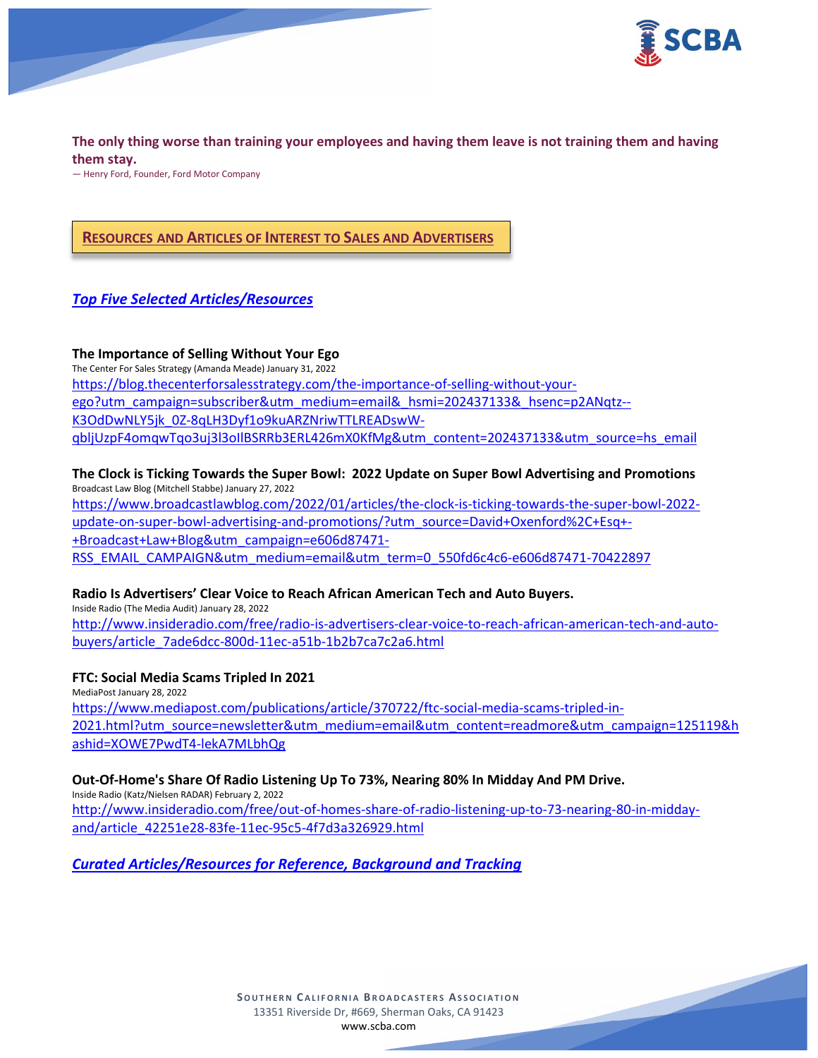**The only thing worse than training your employees and having them leave is not training them and having them stay.**
— Henry Ford, Founder, Ford Motor Company

## RESOURCES AND ARTICLES OF INTEREST TO SALES AND ADVERTISERS

### *Top Five Selected Articles/Resources*

**The Importance of Selling Without Your Ego**
The Center For Sales Strategy (Amanda Meade) January 31, 2022
https://blog.thecenterforsalesstrategy.com/the-importance-of-selling-without-your-ego?utm_campaign=subscriber&utm_medium=email&_hsmi=202437133&_hsenc=p2ANqtz--K3OdDwNLY5jk_0Z-8qLH3Dyf1o9kuARZNriwTTLREADswW-qbljUzpF4omqwTqo3uj3l3olIBSRRb3ERL426mX0KfMg&utm_content=202437133&utm_source=hs_email

**The Clock is Ticking Towards the Super Bowl: 2022 Update on Super Bowl Advertising and Promotions**
Broadcast Law Blog (Mitchell Stabbe) January 27, 2022
https://www.broadcastlawblog.com/2022/01/articles/the-clock-is-ticking-towards-the-super-bowl-2022-update-on-super-bowl-advertising-and-promotions/?utm_source=David+Oxenford%2C+Esq+-+Broadcast+Law+Blog&utm_campaign=e606d87471-RSS_EMAIL_CAMPAIGN&utm_medium=email&utm_term=0_550fd6c4c6-e606d87471-70422897

**Radio Is Advertisers' Clear Voice to Reach African American Tech and Auto Buyers.**
Inside Radio (The Media Audit) January 28, 2022
http://www.insideradio.com/free/radio-is-advertisers-clear-voice-to-reach-african-american-tech-and-auto-buyers/article_7ade6dcc-800d-11ec-a51b-1b2b7ca7c2a6.html

**FTC: Social Media Scams Tripled In 2021**
MediaPost January 28, 2022
https://www.mediapost.com/publications/article/370722/ftc-social-media-scams-tripled-in-2021.html?utm_source=newsletter&utm_medium=email&utm_content=readmore&utm_campaign=125119&hashid=XOWE7PwdT4-lekA7MLbhQg

**Out-Of-Home's Share Of Radio Listening Up To 73%, Nearing 80% In Midday And PM Drive.**
Inside Radio (Katz/Nielsen RADAR) February 2, 2022
http://www.insideradio.com/free/out-of-homes-share-of-radio-listening-up-to-73-nearing-80-in-midday-and/article_42251e28-83fe-11ec-95c5-4f7d3a326929.html

### *Curated Articles/Resources for Reference, Background and Tracking*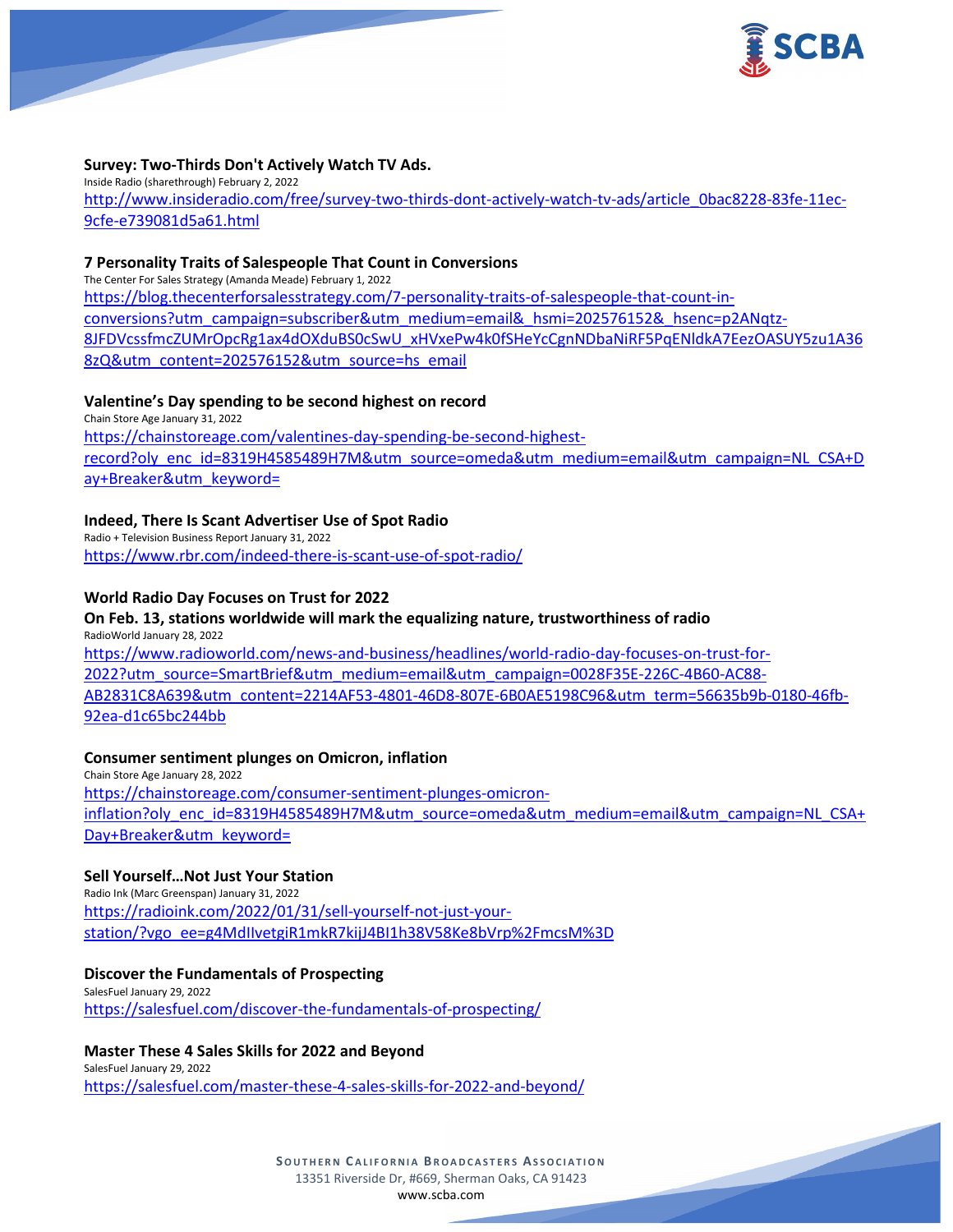**Survey: Two-Thirds Don't Actively Watch TV Ads.**

Inside Radio (sharethrough) February 2, 2022

http://www.insideradio.com/free/survey-two-thirds-dont-actively-watch-tv-ads/article_0bac8228-83fe-11ec-9cfe-e739081d5a61.html

**7 Personality Traits of Salespeople That Count in Conversions**

The Center For Sales Strategy (Amanda Meade) February 1, 2022

https://blog.thecenterforsalesstrategy.com/7-personality-traits-of-salespeople-that-count-in-conversions?utm_campaign=subscriber&utm_medium=email&_hsmi=202576152&_hsenc=p2ANqtz-8JFDVcssfmcZUMrOpcRg1ax4dOXduBS0cSwU_xHVxePw4k0fSHeYcCgnNDbaNiRF5PqENldkA7EezOASUY5zu1A368zQ&utm_content=202576152&utm_source=hs_email

**Valentine's Day spending to be second highest on record**

Chain Store Age January 31, 2022

https://chainstoreage.com/valentines-day-spending-be-second-highest-record?oly_enc_id=8319H4585489H7M&utm_source=omeda&utm_medium=email&utm_campaign=NL_CSA+Day+Breaker&utm_keyword=

**Indeed, There Is Scant Advertiser Use of Spot Radio**

Radio + Television Business Report January 31, 2022

https://www.rbr.com/indeed-there-is-scant-use-of-spot-radio/

**World Radio Day Focuses on Trust for 2022**

**On Feb. 13, stations worldwide will mark the equalizing nature, trustworthiness of radio**

RadioWorld January 28, 2022

https://www.radioworld.com/news-and-business/headlines/world-radio-day-focuses-on-trust-for-2022?utm_source=SmartBrief&utm_medium=email&utm_campaign=0028F35E-226C-4B60-AC88-AB2831C8A639&utm_content=2214AF53-4801-46D8-807E-6B0AE5198C96&utm_term=56635b9b-0180-46fb-92ea-d1c65bc244bb

**Consumer sentiment plunges on Omicron, inflation**

Chain Store Age January 28, 2022

https://chainstoreage.com/consumer-sentiment-plunges-omicron-inflation?oly_enc_id=8319H4585489H7M&utm_source=omeda&utm_medium=email&utm_campaign=NL_CSA+Day+Breaker&utm_keyword=

**Sell Yourself…Not Just Your Station**

Radio Ink (Marc Greenspan) January 31, 2022

https://radioink.com/2022/01/31/sell-yourself-not-just-your-station/?vgo_ee=g4MdIlvetgiR1mkR7kijJ4BI1h38V58Ke8bVrp%2FmcsM%3D

**Discover the Fundamentals of Prospecting**

SalesFuel January 29, 2022

https://salesfuel.com/discover-the-fundamentals-of-prospecting/

**Master These 4 Sales Skills for 2022 and Beyond**

SalesFuel January 29, 2022

https://salesfuel.com/master-these-4-sales-skills-for-2022-and-beyond/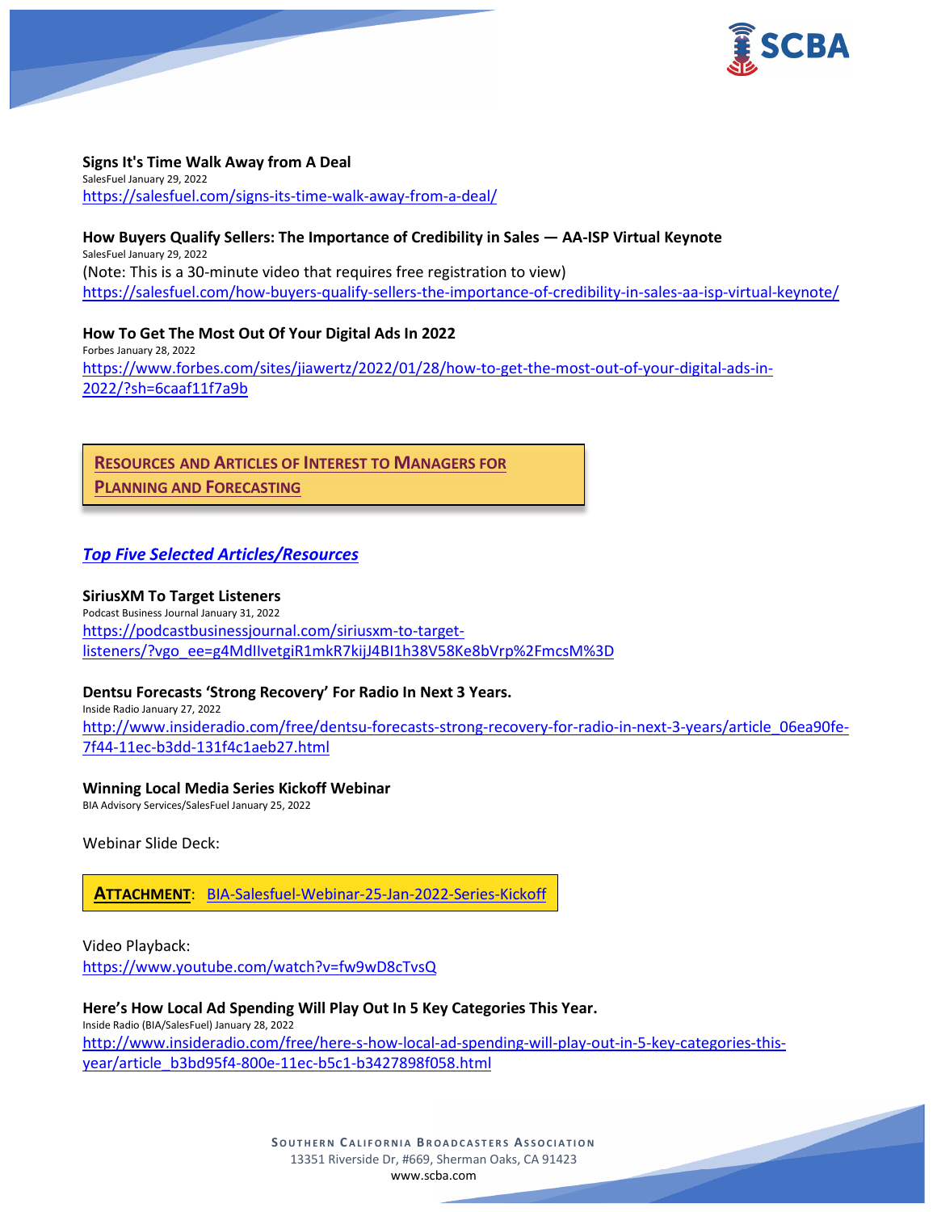**Signs It's Time Walk Away from A Deal**

SalesFuel January 29, 2022

https://salesfuel.com/signs-its-time-walk-away-from-a-deal/

**How Buyers Qualify Sellers: The Importance of Credibility in Sales — AA-ISP Virtual Keynote**

SalesFuel January 29, 2022

(Note: This is a 30-minute video that requires free registration to view)

https://salesfuel.com/how-buyers-qualify-sellers-the-importance-of-credibility-in-sales-aa-isp-virtual-keynote/

**How To Get The Most Out Of Your Digital Ads In 2022**

Forbes January 28, 2022

https://www.forbes.com/sites/jiawertz/2022/01/28/how-to-get-the-most-out-of-your-digital-ads-in-2022/?sh=6caaf11f7a9b

## RESOURCES AND ARTICLES OF INTEREST TO MANAGERS FOR PLANNING AND FORECASTING

### *Top Five Selected Articles/Resources*

**SiriusXM To Target Listeners**

Podcast Business Journal January 31, 2022

https://podcastbusinessjournal.com/siriusxm-to-target-listeners/?vgo_ee=g4MdIlvetgiR1mkR7kijJ4BI1h38V58Ke8bVrp%2FmcsM%3D

**Dentsu Forecasts 'Strong Recovery' For Radio In Next 3 Years.**

Inside Radio January 27, 2022

http://www.insideradio.com/free/dentsu-forecasts-strong-recovery-for-radio-in-next-3-years/article_06ea90fe-7f44-11ec-b3dd-131f4c1aeb27.html

**Winning Local Media Series Kickoff Webinar**

BIA Advisory Services/SalesFuel January 25, 2022

Webinar Slide Deck:

**ATTACHMENT**: BIA-Salesfuel-Webinar-25-Jan-2022-Series-Kickoff

Video Playback:

https://www.youtube.com/watch?v=fw9wD8cTvsQ

**Here's How Local Ad Spending Will Play Out In 5 Key Categories This Year.**

Inside Radio (BIA/SalesFuel) January 28, 2022

http://www.insideradio.com/free/here-s-how-local-ad-spending-will-play-out-in-5-key-categories-this-year/article_b3bd95f4-800e-11ec-b5c1-b3427898f058.html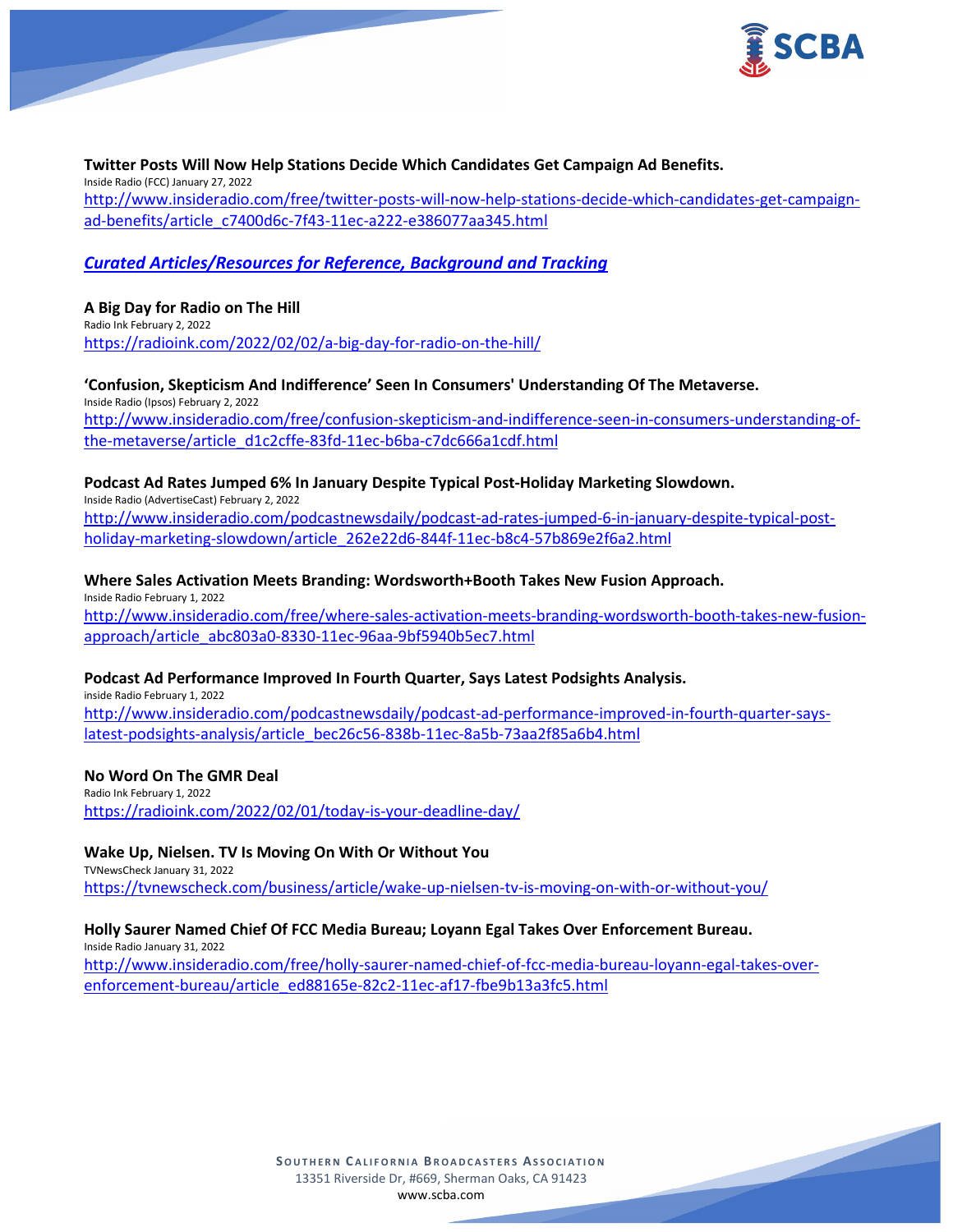**Twitter Posts Will Now Help Stations Decide Which Candidates Get Campaign Ad Benefits.**
Inside Radio (FCC) January 27, 2022
http://www.insideradio.com/free/twitter-posts-will-now-help-stations-decide-which-candidates-get-campaign-ad-benefits/article_c7400d6c-7f43-11ec-a222-e386077aa345.html

***Curated Articles/Resources for Reference, Background and Tracking***

**A Big Day for Radio on The Hill**
Radio Ink February 2, 2022
https://radioink.com/2022/02/02/a-big-day-for-radio-on-the-hill/

**'Confusion, Skepticism And Indifference' Seen In Consumers' Understanding Of The Metaverse.**
Inside Radio (Ipsos) February 2, 2022
http://www.insideradio.com/free/confusion-skepticism-and-indifference-seen-in-consumers-understanding-of-the-metaverse/article_d1c2cffe-83fd-11ec-b6ba-c7dc666a1cdf.html

**Podcast Ad Rates Jumped 6% In January Despite Typical Post-Holiday Marketing Slowdown.**
Inside Radio (AdvertiseCast) February 2, 2022
http://www.insideradio.com/podcastnewsdaily/podcast-ad-rates-jumped-6-in-january-despite-typical-post-holiday-marketing-slowdown/article_262e22d6-844f-11ec-b8c4-57b869e2f6a2.html

**Where Sales Activation Meets Branding: Wordsworth+Booth Takes New Fusion Approach.**
Inside Radio February 1, 2022
http://www.insideradio.com/free/where-sales-activation-meets-branding-wordsworth-booth-takes-new-fusion-approach/article_abc803a0-8330-11ec-96aa-9bf5940b5ec7.html

**Podcast Ad Performance Improved In Fourth Quarter, Says Latest Podsights Analysis.**
inside Radio February 1, 2022
http://www.insideradio.com/podcastnewsdaily/podcast-ad-performance-improved-in-fourth-quarter-says-latest-podsights-analysis/article_bec26c56-838b-11ec-8a5b-73aa2f85a6b4.html

**No Word On The GMR Deal**
Radio Ink February 1, 2022
https://radioink.com/2022/02/01/today-is-your-deadline-day/

**Wake Up, Nielsen. TV Is Moving On With Or Without You**
TVNewsCheck January 31, 2022
https://tvnewscheck.com/business/article/wake-up-nielsen-tv-is-moving-on-with-or-without-you/

**Holly Saurer Named Chief Of FCC Media Bureau; Loyann Egal Takes Over Enforcement Bureau.**
Inside Radio January 31, 2022
http://www.insideradio.com/free/holly-saurer-named-chief-of-fcc-media-bureau-loyann-egal-takes-over-enforcement-bureau/article_ed88165e-82c2-11ec-af17-fbe9b13a3fc5.html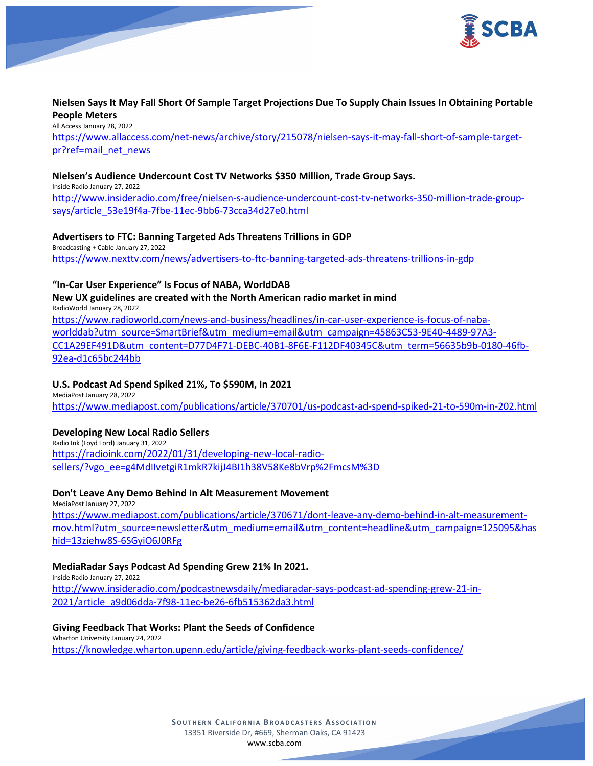**Nielsen Says It May Fall Short Of Sample Target Projections Due To Supply Chain Issues In Obtaining Portable People Meters**
All Access January 28, 2022
https://www.allaccess.com/net-news/archive/story/215078/nielsen-says-it-may-fall-short-of-sample-target-pr?ref=mail_net_news

**Nielsen's Audience Undercount Cost TV Networks $350 Million, Trade Group Says.**
Inside Radio January 27, 2022
http://www.insideradio.com/free/nielsen-s-audience-undercount-cost-tv-networks-350-million-trade-group-says/article_53e19f4a-7fbe-11ec-9bb6-73cca34d27e0.html

**Advertisers to FTC: Banning Targeted Ads Threatens Trillions in GDP**
Broadcasting + Cable January 27, 2022
https://www.nexttv.com/news/advertisers-to-ftc-banning-targeted-ads-threatens-trillions-in-gdp

**"In-Car User Experience" Is Focus of NABA, WorldDAB**
**New UX guidelines are created with the North American radio market in mind**
RadioWorld January 28, 2022
https://www.radioworld.com/news-and-business/headlines/in-car-user-experience-is-focus-of-naba-worlddab?utm_source=SmartBrief&utm_medium=email&utm_campaign=45863C53-9E40-4489-97A3-CC1A29EF491D&utm_content=D77D4F71-DEBC-40B1-8F6E-F112DF40345C&utm_term=56635b9b-0180-46fb-92ea-d1c65bc244bb

**U.S. Podcast Ad Spend Spiked 21%, To $590M, In 2021**
MediaPost January 28, 2022
https://www.mediapost.com/publications/article/370701/us-podcast-ad-spend-spiked-21-to-590m-in-202.html

**Developing New Local Radio Sellers**
Radio Ink (Loyd Ford) January 31, 2022
https://radioink.com/2022/01/31/developing-new-local-radio-sellers/?vgo_ee=g4MdIlvetgiR1mkR7kijJ4BI1h38V58Ke8bVrp%2FmcsM%3D

**Don't Leave Any Demo Behind In Alt Measurement Movement**
MediaPost January 27, 2022
https://www.mediapost.com/publications/article/370671/dont-leave-any-demo-behind-in-alt-measurement-mov.html?utm_source=newsletter&utm_medium=email&utm_content=headline&utm_campaign=125095&hashid=13ziehw8S-6SGyiO6J0RFg

**MediaRadar Says Podcast Ad Spending Grew 21% In 2021.**
Inside Radio January 27, 2022
http://www.insideradio.com/podcastnewsdaily/mediaradar-says-podcast-ad-spending-grew-21-in-2021/article_a9d06dda-7f98-11ec-be26-6fb515362da3.html

**Giving Feedback That Works: Plant the Seeds of Confidence**
Wharton University January 24, 2022
https://knowledge.wharton.upenn.edu/article/giving-feedback-works-plant-seeds-confidence/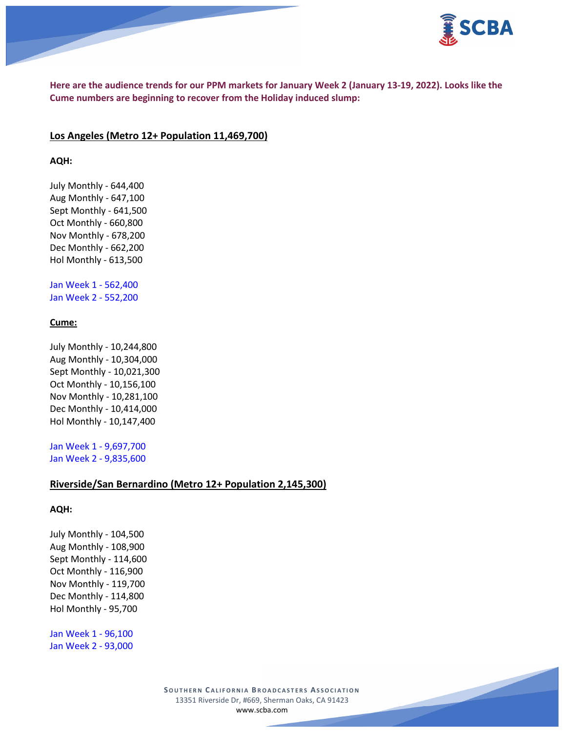**Here are the audience trends for our PPM markets for January Week 2 (January 13-19, 2022). Looks like the Cume numbers are beginning to recover from the Holiday induced slump:**

## Los Angeles (Metro 12+ Population 11,469,700)

**AQH:**

July Monthly - 644,400
Aug Monthly - 647,100
Sept Monthly - 641,500
Oct Monthly - 660,800
Nov Monthly - 678,200
Dec Monthly - 662,200
Hol Monthly - 613,500

Jan Week 1 - 562,400
Jan Week 2 - 552,200

**Cume:**

July Monthly - 10,244,800
Aug Monthly - 10,304,000
Sept Monthly - 10,021,300
Oct Monthly - 10,156,100
Nov Monthly - 10,281,100
Dec Monthly - 10,414,000
Hol Monthly - 10,147,400

Jan Week 1 - 9,697,700
Jan Week 2 - 9,835,600

## Riverside/San Bernardino (Metro 12+ Population 2,145,300)

**AQH:**

July Monthly - 104,500
Aug Monthly - 108,900
Sept Monthly - 114,600
Oct Monthly - 116,900
Nov Monthly - 119,700
Dec Monthly - 114,800
Hol Monthly - 95,700

Jan Week 1 - 96,100
Jan Week 2 - 93,000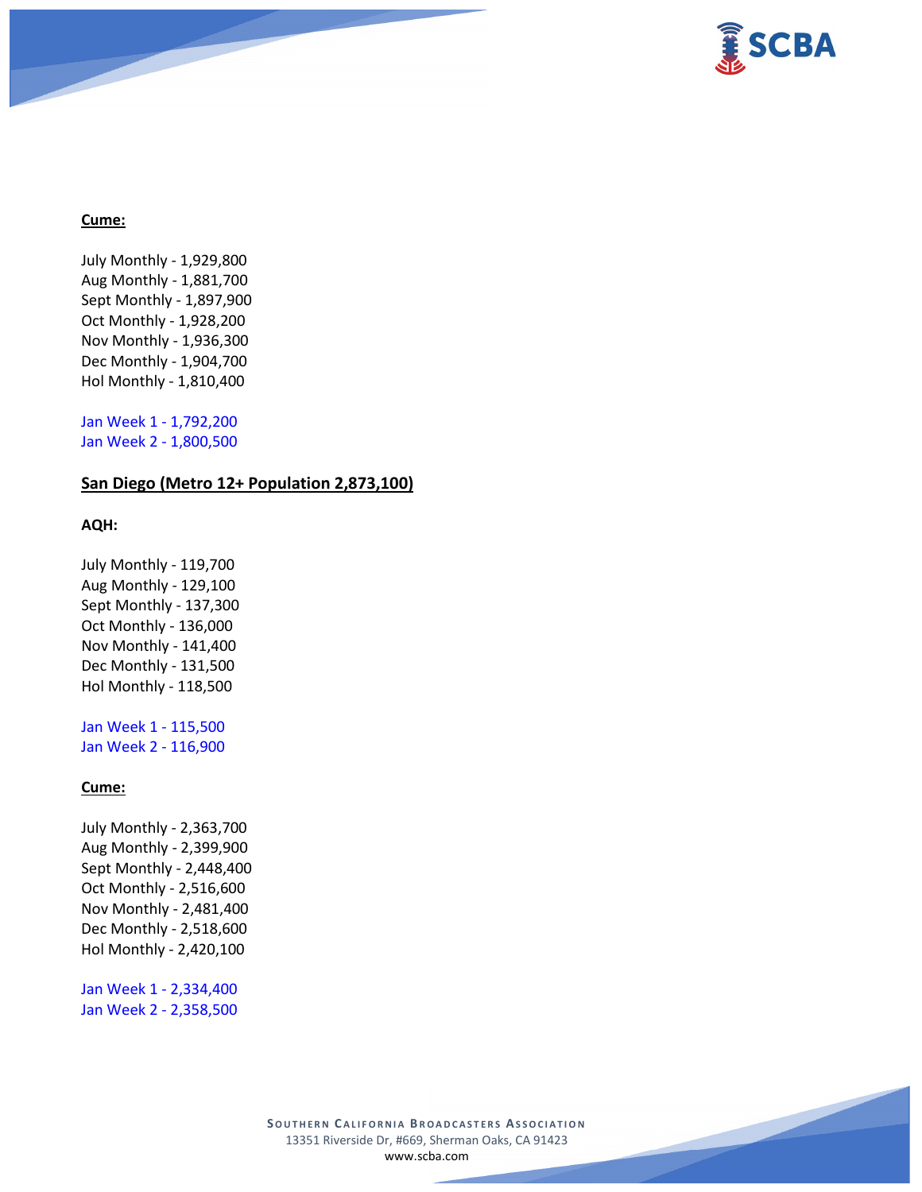**Cume:**

July Monthly - 1,929,800
Aug Monthly - 1,881,700
Sept Monthly - 1,897,900
Oct Monthly - 1,928,200
Nov Monthly - 1,936,300
Dec Monthly - 1,904,700
Hol Monthly - 1,810,400

Jan Week 1 - 1,792,200
Jan Week 2 - 1,800,500

**San Diego (Metro 12+ Population 2,873,100)**

**AQH:**

July Monthly - 119,700
Aug Monthly - 129,100
Sept Monthly - 137,300
Oct Monthly - 136,000
Nov Monthly - 141,400
Dec Monthly - 131,500
Hol Monthly - 118,500

Jan Week 1 - 115,500
Jan Week 2 - 116,900

**Cume:**

July Monthly - 2,363,700
Aug Monthly - 2,399,900
Sept Monthly - 2,448,400
Oct Monthly - 2,516,600
Nov Monthly - 2,481,400
Dec Monthly - 2,518,600
Hol Monthly - 2,420,100

Jan Week 1 - 2,334,400
Jan Week 2 - 2,358,500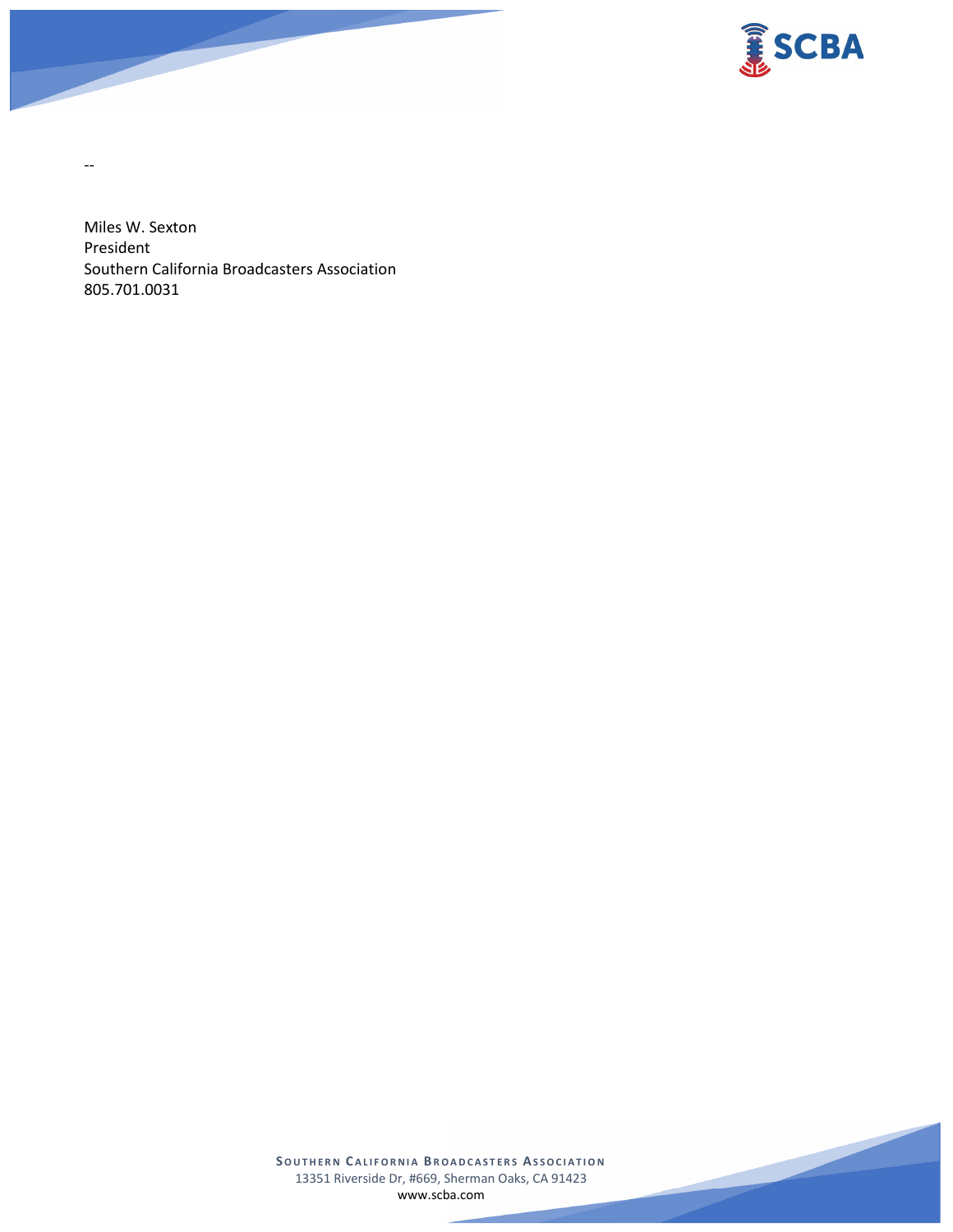--

Miles W. Sexton
President
Southern California Broadcasters Association
805.701.0031